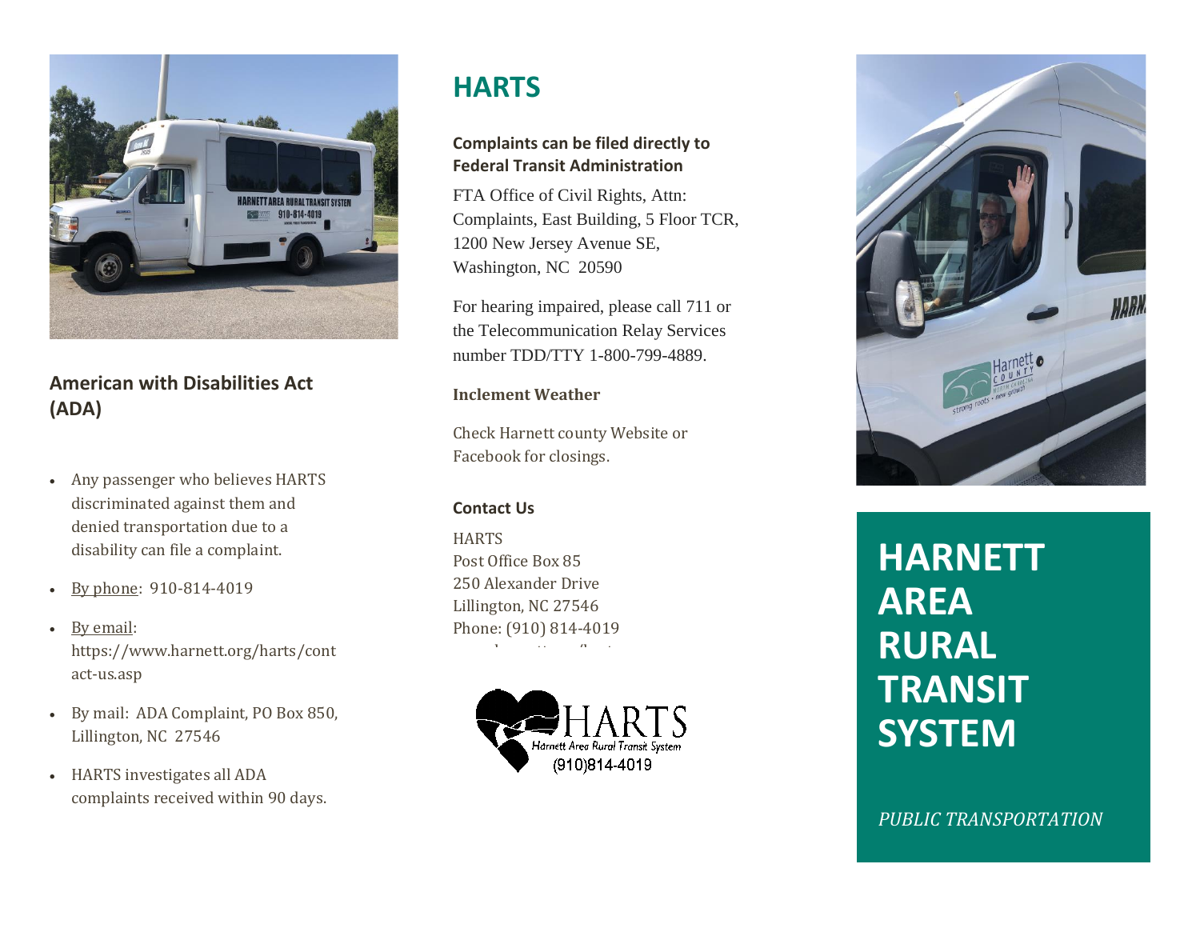## American with Disabilities Act (ADA)

- Any passenger who believes HARTS discriminated against them and denied transportation due to a disability can file a complaint.
- By phone: 910-814-4019
- By email: https://www.harnett.org/harts/contact-us.asp
- By mail: ADA Complaint, PO Box 850, Lillington, NC 27546
- HARTS investigates all ADA complaints received within 90 days.

# HARTS

**Complaints can be filed directly to Federal Transit Administration**

FTA Office of Civil Rights, Attn: Complaints, East Building, 5 Floor TCR, 1200 New Jersey Avenue SE, Washington, NC 20590

For hearing impaired, please call 711 or the Telecommunication Relay Services number TDD/TTY 1-800-799-4889.

**Inclement Weather**

Check Harnett county Website or Facebook for closings.

**Contact Us**

HARTS
Post Office Box 85
250 Alexander Drive
Lillington, NC 27546
Phone: (910) 814-4019

HARTS
Harnett Area Rural Transit System
(910)814-4019

# HARNETT AREA RURAL TRANSIT SYSTEM

*PUBLIC TRANSPORTATION*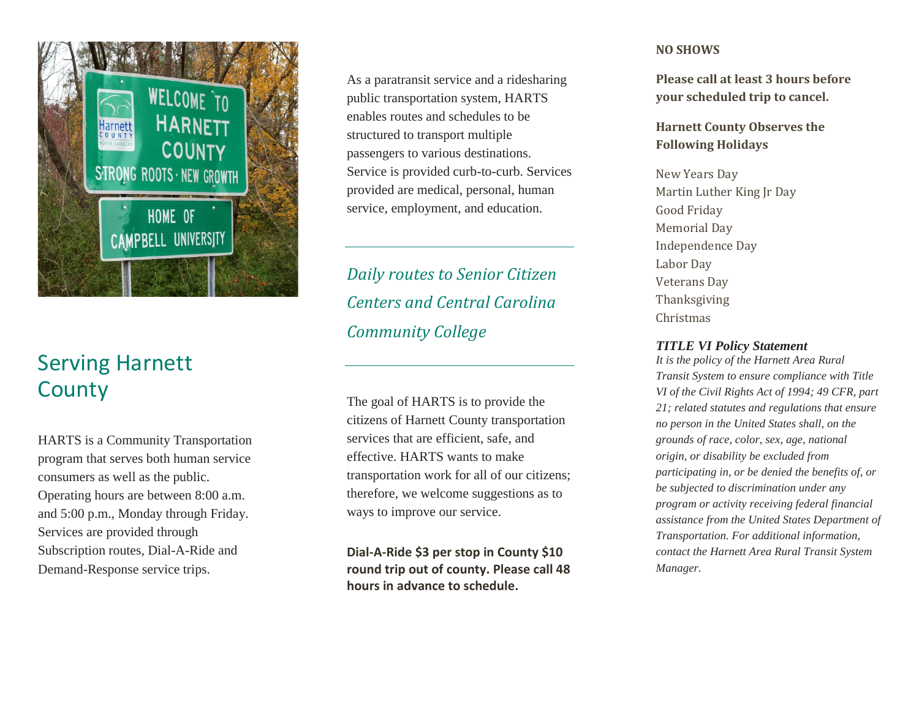## Serving Harnett County

HARTS is a Community Transportation program that serves both human service consumers as well as the public. Operating hours are between 8:00 a.m. and 5:00 p.m., Monday through Friday. Services are provided through Subscription routes, Dial-A-Ride and Demand-Response service trips.

As a paratransit service and a ridesharing public transportation system, HARTS enables routes and schedules to be structured to transport multiple passengers to various destinations. Service is provided curb-to-curb. Services provided are medical, personal, human service, employment, and education.

---

*Daily routes to Senior Citizen Centers and Central Carolina Community College*

---

The goal of HARTS is to provide the citizens of Harnett County transportation services that are efficient, safe, and effective. HARTS wants to make transportation work for all of our citizens; therefore, we welcome suggestions as to ways to improve our service.

**Dial-A-Ride $3 per stop in County $10 round trip out of county. Please call 48 hours in advance to schedule.**

**NO SHOWS**

**Please call at least 3 hours before your scheduled trip to cancel.**

**Harnett County Observes the Following Holidays**

New Years Day
Martin Luther King Jr Day
Good Friday
Memorial Day
Independence Day
Labor Day
Veterans Day
Thanksgiving
Christmas

***TITLE VI Policy Statement***

*It is the policy of the Harnett Area Rural Transit System to ensure compliance with Title VI of the Civil Rights Act of 1994; 49 CFR, part 21; related statutes and regulations that ensure no person in the United States shall, on the grounds of race, color, sex, age, national origin, or disability be excluded from participating in, or be denied the benefits of, or be subjected to discrimination under any program or activity receiving federal financial assistance from the United States Department of Transportation. For additional information, contact the Harnett Area Rural Transit System Manager.*